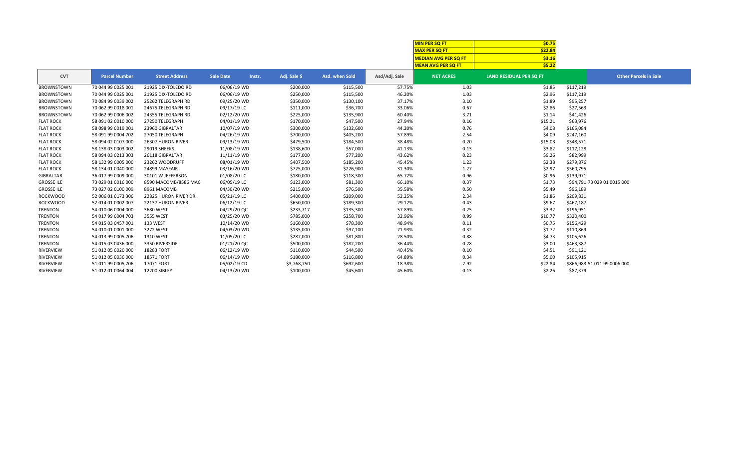| MIN PER SQ FT | $0.75 |
|---|---|
| MAX PER SQ FT | $22.84 |
| MEDIAN AVG PER SQ FT | $3.16 |
| MEAN AVG PER SQ FT | $5.22 |

| CVT | Parcel Number | Street Address | Sale Date | Instr. | Adj. Sale $ | Asd. when Sold | Asd/Adj. Sale | NET ACRES | LAND RESIDUAL PER SQ FT | | Other Parcels in Sale |
|---|---|---|---|---|---|---|---|---|---|---|---|
| BROWNSTOWN | 70 044 99 0025 001 | 21925 DIX-TOLEDO RD | 06/06/19 | WD | $200,000 | $115,500 | 57.75% | 1.03 | $1.85 | $117,219 | |
| BROWNSTOWN | 70 044 99 0025 001 | 21925 DIX-TOLEDO RD | 06/06/19 | WD | $250,000 | $115,500 | 46.20% | 1.03 | $2.96 | $117,219 | |
| BROWNSTOWN | 70 084 99 0039 002 | 25262 TELEGRAPH RD | 09/25/20 | WD | $350,000 | $130,100 | 37.17% | 3.10 | $1.89 | $95,257 | |
| BROWNSTOWN | 70 062 99 0018 001 | 24675 TELEGRAPH RD | 09/17/19 | LC | $111,000 | $36,700 | 33.06% | 0.67 | $2.86 | $27,563 | |
| BROWNSTOWN | 70 062 99 0006 002 | 24355 TELEGRAPH RD | 02/12/20 | WD | $225,000 | $135,900 | 60.40% | 3.71 | $1.14 | $41,426 | |
| FLAT ROCK | 58 091 02 0010 000 | 27250 TELEGRAPH | 04/01/19 | WD | $170,000 | $47,500 | 27.94% | 0.16 | $15.21 | $63,976 | |
| FLAT ROCK | 58 098 99 0019 001 | 23960 GIBRALTAR | 10/07/19 | WD | $300,000 | $132,600 | 44.20% | 0.76 | $4.08 | $165,084 | |
| FLAT ROCK | 58 091 99 0004 702 | 27050 TELEGRAPH | 04/26/19 | WD | $700,000 | $405,200 | 57.89% | 2.54 | $4.09 | $247,160 | |
| FLAT ROCK | 58 094 02 0107 000 | 26307 HURON RIVER | 09/13/19 | WD | $479,500 | $184,500 | 38.48% | 0.20 | $15.03 | $348,571 | |
| FLAT ROCK | 58 138 03 0003 002 | 29019 SHEEKS | 11/08/19 | WD | $138,600 | $57,000 | 41.13% | 0.13 | $3.82 | $117,128 | |
| FLAT ROCK | 58 094 03 0213 303 | 26118 GIBRALTAR | 11/11/19 | WD | $177,000 | $77,200 | 43.62% | 0.23 | $9.26 | $82,999 | |
| FLAT ROCK | 58 132 99 0005 000 | 23262 WOODRUFF | 08/01/19 | WD | $407,500 | $185,200 | 45.45% | 1.23 | $2.38 | $279,876 | |
| FLAT ROCK | 58 134 01 0040 000 | 24899 MAYFAIR | 03/16/20 | WD | $725,000 | $226,900 | 31.30% | 1.27 | $2.97 | $560,795 | |
| GIBRALTAR | 36 017 99 0009 000 | 30101 W JEFFERSON | 01/08/20 | LC | $180,000 | $118,300 | 65.72% | 0.96 | $0.96 | $139,971 | |
| GROSSE ILE | 73 029 01 0016 000 | 8590 MACOMB/8586 MAC | 06/05/19 | LC | $123,000 | $81,300 | 66.10% | 0.37 | $1.73 | $94,791 | 73 029 01 0015 000 |
| GROSSE ILE | 73 027 02 0100 009 | 8961 MACOMB | 04/30/20 | WD | $215,000 | $76,500 | 35.58% | 0.50 | $5.49 | $96,189 | |
| ROCKWOOD | 52 006 01 0173 306 | 22825 HURON RIVER DR. | 05/21/19 | LC | $400,000 | $209,000 | 52.25% | 2.34 | $1.86 | $209,831 | |
| ROCKWOOD | 52 014 01 0002 007 | 22137 HURON RIVER | 06/12/19 | LC | $650,000 | $189,300 | 29.12% | 0.43 | $9.67 | $467,187 | |
| TRENTON | 54 010 06 0004 000 | 3680 WEST | 04/29/20 | QC | $233,717 | $135,300 | 57.89% | 0.25 | $3.32 | $196,951 | |
| TRENTON | 54 017 99 0004 703 | 3555 WEST | 03/25/20 | WD | $785,000 | $258,700 | 32.96% | 0.99 | $10.77 | $320,400 | |
| TRENTON | 54 015 03 0457 001 | 133 WEST | 10/14/20 | WD | $160,000 | $78,300 | 48.94% | 0.11 | $0.75 | $156,429 | |
| TRENTON | 54 010 01 0001 000 | 3272 WEST | 04/03/20 | WD | $135,000 | $97,100 | 71.93% | 0.32 | $1.72 | $110,869 | |
| TRENTON | 54 013 99 0005 706 | 1310 WEST | 11/05/20 | LC | $287,000 | $81,800 | 28.50% | 0.88 | $4.73 | $105,626 | |
| TRENTON | 54 015 03 0436 000 | 3350 RIVERSIDE | 01/21/20 | QC | $500,000 | $182,200 | 36.44% | 0.28 | $3.00 | $463,387 | |
| RIVERVIEW | 51 012 05 0020 000 | 18283 FORT | 06/12/19 | WD | $110,000 | $44,500 | 40.45% | 0.10 | $4.51 | $91,121 | |
| RIVERVIEW | 51 012 05 0036 000 | 18571 FORT | 06/14/19 | WD | $180,000 | $116,800 | 64.89% | 0.34 | $5.00 | $105,915 | |
| RIVERVIEW | 51 011 99 0005 706 | 17071 FORT | 05/02/19 | CD | $3,768,750 | $692,600 | 18.38% | 2.92 | $22.84 | $866,983 | 51 011 99 0006 000 |
| RIVERVIEW | 51 012 01 0064 004 | 12200 SIBLEY | 04/13/20 | WD | $100,000 | $45,600 | 45.60% | 0.13 | $2.26 | $87,379 | |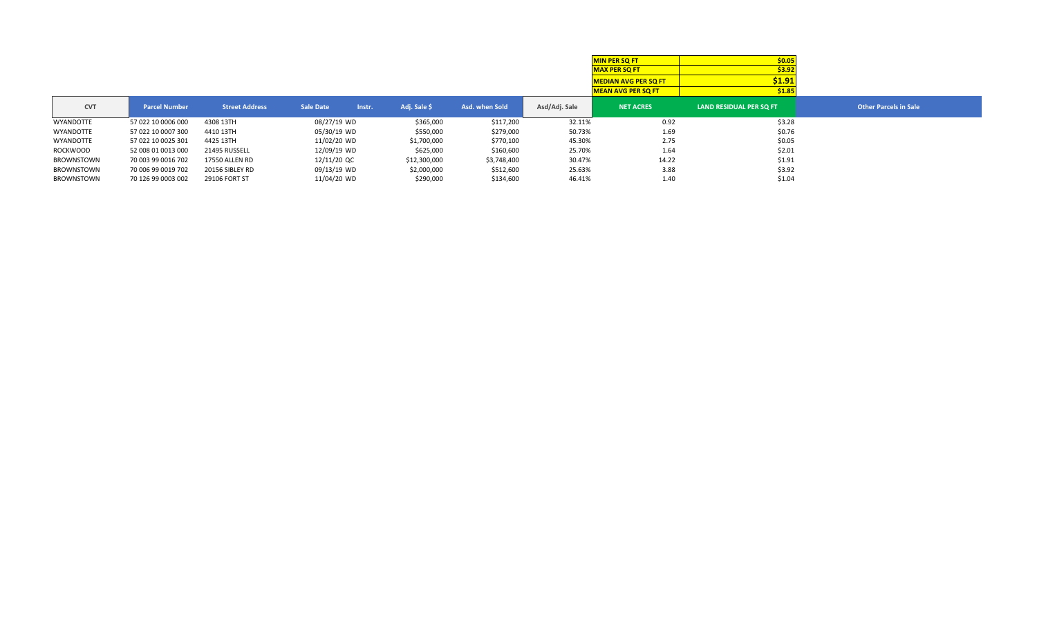| | |
|---|---|
| MIN PER SQ FT | $0.05 |
| MAX PER SQ FT | $3.92 |
| MEDIAN AVG PER SQ FT | $1.91 |
| MEAN AVG PER SQ FT | $1.85 |

| CVT | Parcel Number | Street Address | Sale Date | Instr. | Adj. Sale $ | Asd. when Sold | Asd/Adj. Sale | NET ACRES | LAND RESIDUAL PER SQ FT | Other Parcels in Sale |
|---|---|---|---|---|---|---|---|---|---|---|
| WYANDOTTE | 57 022 10 0006 000 | 4308 13TH | 08/27/19 | WD | $365,000 | $117,200 | 32.11% | 0.92 | $3.28 | |
| WYANDOTTE | 57 022 10 0007 300 | 4410 13TH | 05/30/19 | WD | $550,000 | $279,000 | 50.73% | 1.69 | $0.76 | |
| WYANDOTTE | 57 022 10 0025 301 | 4425 13TH | 11/02/20 | WD | $1,700,000 | $770,100 | 45.30% | 2.75 | $0.05 | |
| ROCKWOOD | 52 008 01 0013 000 | 21495 RUSSELL | 12/09/19 | WD | $625,000 | $160,600 | 25.70% | 1.64 | $2.01 | |
| BROWNSTOWN | 70 003 99 0016 702 | 17550 ALLEN RD | 12/11/20 | QC | $12,300,000 | $3,748,400 | 30.47% | 14.22 | $1.91 | |
| BROWNSTOWN | 70 006 99 0019 702 | 20156 SIBLEY RD | 09/13/19 | WD | $2,000,000 | $512,600 | 25.63% | 3.88 | $3.92 | |
| BROWNSTOWN | 70 126 99 0003 002 | 29106 FORT ST | 11/04/20 | WD | $290,000 | $134,600 | 46.41% | 1.40 | $1.04 | |